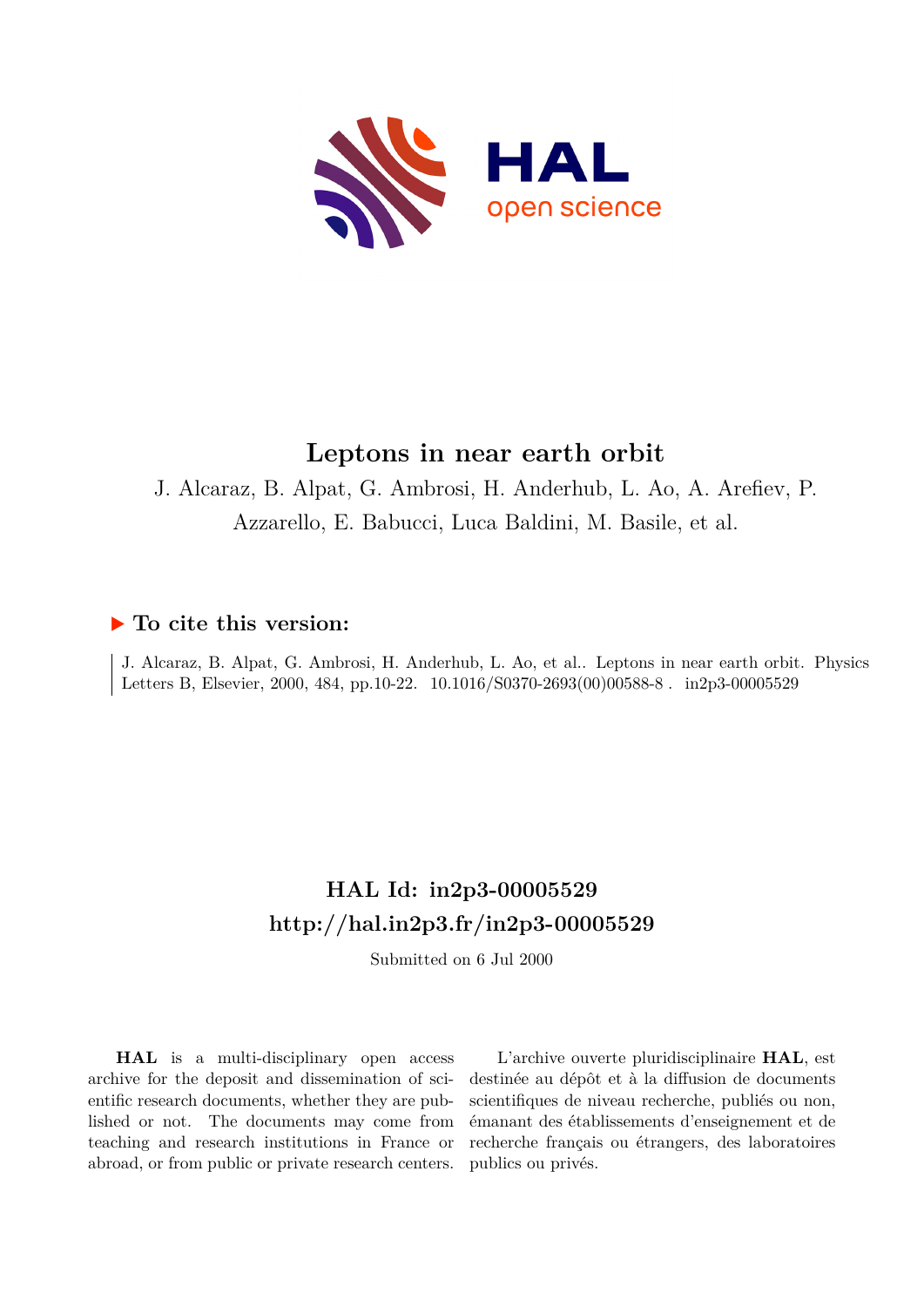# Leptons in near earth orbit

J. Alcaraz, B. Alpat, G. Ambrosi, H. Anderhub, L. Ao, A. Arefiev, P. Azzarello, E. Babucci, Luca Baldini, M. Basile, et al.

## ▶ To cite this version:

J. Alcaraz, B. Alpat, G. Ambrosi, H. Anderhub, L. Ao, et al.. Leptons in near earth orbit. Physics Letters B, Elsevier, 2000, 484, pp.10-22. 10.1016/S0370-2693(00)00588-8 . in2p3-00005529

## HAL Id: in2p3-00005529

## http://hal.in2p3.fr/in2p3-00005529

Submitted on 6 Jul 2000

**HAL** is a multi-disciplinary open access archive for the deposit and dissemination of scientific research documents, whether they are published or not. The documents may come from teaching and research institutions in France or abroad, or from public or private research centers.

L'archive ouverte pluridisciplinaire **HAL**, est destinée au dépôt et à la diffusion de documents scientifiques de niveau recherche, publiés ou non, émanant des établissements d'enseignement et de recherche français ou étrangers, des laboratoires publics ou privés.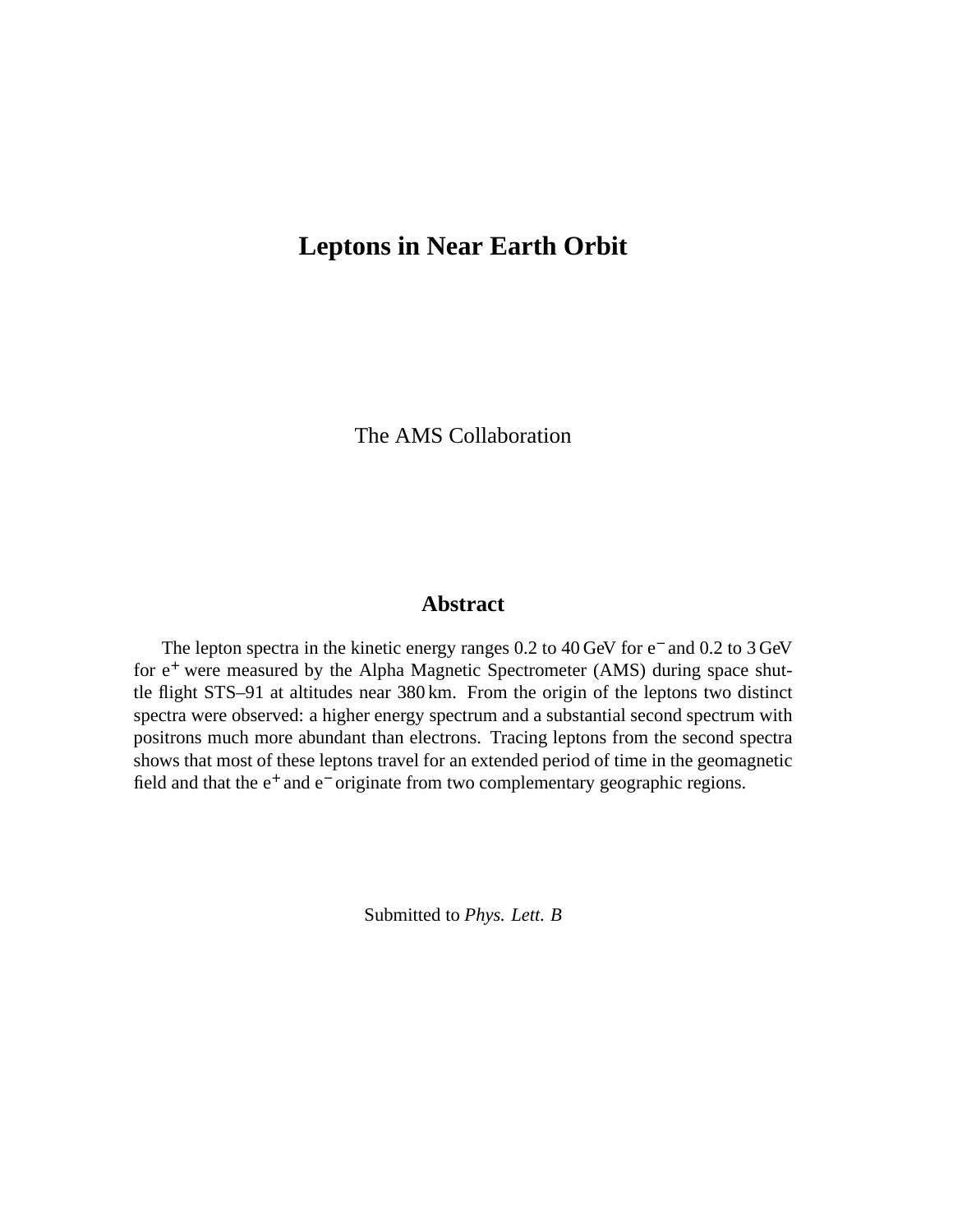# Leptons in Near Earth Orbit

The AMS Collaboration

## Abstract

The lepton spectra in the kinetic energy ranges 0.2 to 40 GeV for $e^-$ and 0.2 to 3 GeV for $e^+$ were measured by the Alpha Magnetic Spectrometer (AMS) during space shuttle flight STS–91 at altitudes near 380 km. From the origin of the leptons two distinct spectra were observed: a higher energy spectrum and a substantial second spectrum with positrons much more abundant than electrons. Tracing leptons from the second spectra shows that most of these leptons travel for an extended period of time in the geomagnetic field and that the $e^+$ and $e^-$ originate from two complementary geographic regions.

Submitted to *Phys. Lett. B*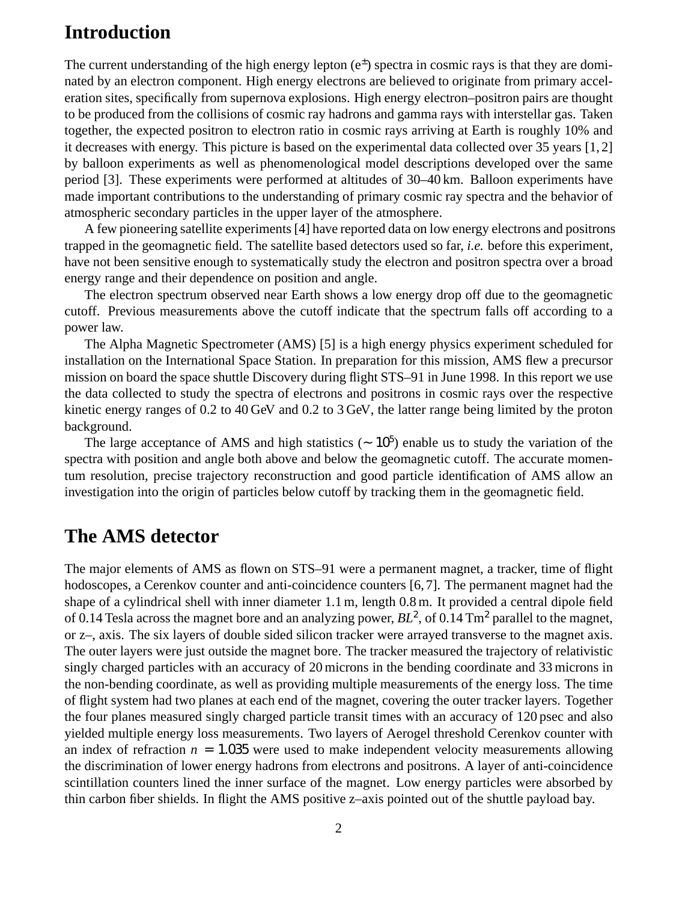## Introduction

The current understanding of the high energy lepton ($e^{\pm}$) spectra in cosmic rays is that they are dominated by an electron component. High energy electrons are believed to originate from primary acceleration sites, specifically from supernova explosions. High energy electron–positron pairs are thought to be produced from the collisions of cosmic ray hadrons and gamma rays with interstellar gas. Taken together, the expected positron to electron ratio in cosmic rays arriving at Earth is roughly 10% and it decreases with energy. This picture is based on the experimental data collected over 35 years [1, 2] by balloon experiments as well as phenomenological model descriptions developed over the same period [3]. These experiments were performed at altitudes of 30–40 km. Balloon experiments have made important contributions to the understanding of primary cosmic ray spectra and the behavior of atmospheric secondary particles in the upper layer of the atmosphere.

A few pioneering satellite experiments [4] have reported data on low energy electrons and positrons trapped in the geomagnetic field. The satellite based detectors used so far, *i.e.* before this experiment, have not been sensitive enough to systematically study the electron and positron spectra over a broad energy range and their dependence on position and angle.

The electron spectrum observed near Earth shows a low energy drop off due to the geomagnetic cutoff. Previous measurements above the cutoff indicate that the spectrum falls off according to a power law.

The Alpha Magnetic Spectrometer (AMS) [5] is a high energy physics experiment scheduled for installation on the International Space Station. In preparation for this mission, AMS flew a precursor mission on board the space shuttle Discovery during flight STS–91 in June 1998. In this report we use the data collected to study the spectra of electrons and positrons in cosmic rays over the respective kinetic energy ranges of 0.2 to 40 GeV and 0.2 to 3 GeV, the latter range being limited by the proton background.

The large acceptance of AMS and high statistics ($\sim 10^5$) enable us to study the variation of the spectra with position and angle both above and below the geomagnetic cutoff. The accurate momentum resolution, precise trajectory reconstruction and good particle identification of AMS allow an investigation into the origin of particles below cutoff by tracking them in the geomagnetic field.

## The AMS detector

The major elements of AMS as flown on STS–91 were a permanent magnet, a tracker, time of flight hodoscopes, a Cerenkov counter and anti-coincidence counters [6, 7]. The permanent magnet had the shape of a cylindrical shell with inner diameter 1.1 m, length 0.8 m. It provided a central dipole field of 0.14 Tesla across the magnet bore and an analyzing power, $BL^2$, of 0.14 $\mathrm{Tm}^2$ parallel to the magnet, or z–, axis. The six layers of double sided silicon tracker were arrayed transverse to the magnet axis. The outer layers were just outside the magnet bore. The tracker measured the trajectory of relativistic singly charged particles with an accuracy of 20 microns in the bending coordinate and 33 microns in the non-bending coordinate, as well as providing multiple measurements of the energy loss. The time of flight system had two planes at each end of the magnet, covering the outer tracker layers. Together the four planes measured singly charged particle transit times with an accuracy of 120 psec and also yielded multiple energy loss measurements. Two layers of Aerogel threshold Cerenkov counter with an index of refraction $n = 1.035$ were used to make independent velocity measurements allowing the discrimination of lower energy hadrons from electrons and positrons. A layer of anti-coincidence scintillation counters lined the inner surface of the magnet. Low energy particles were absorbed by thin carbon fiber shields. In flight the AMS positive z–axis pointed out of the shuttle payload bay.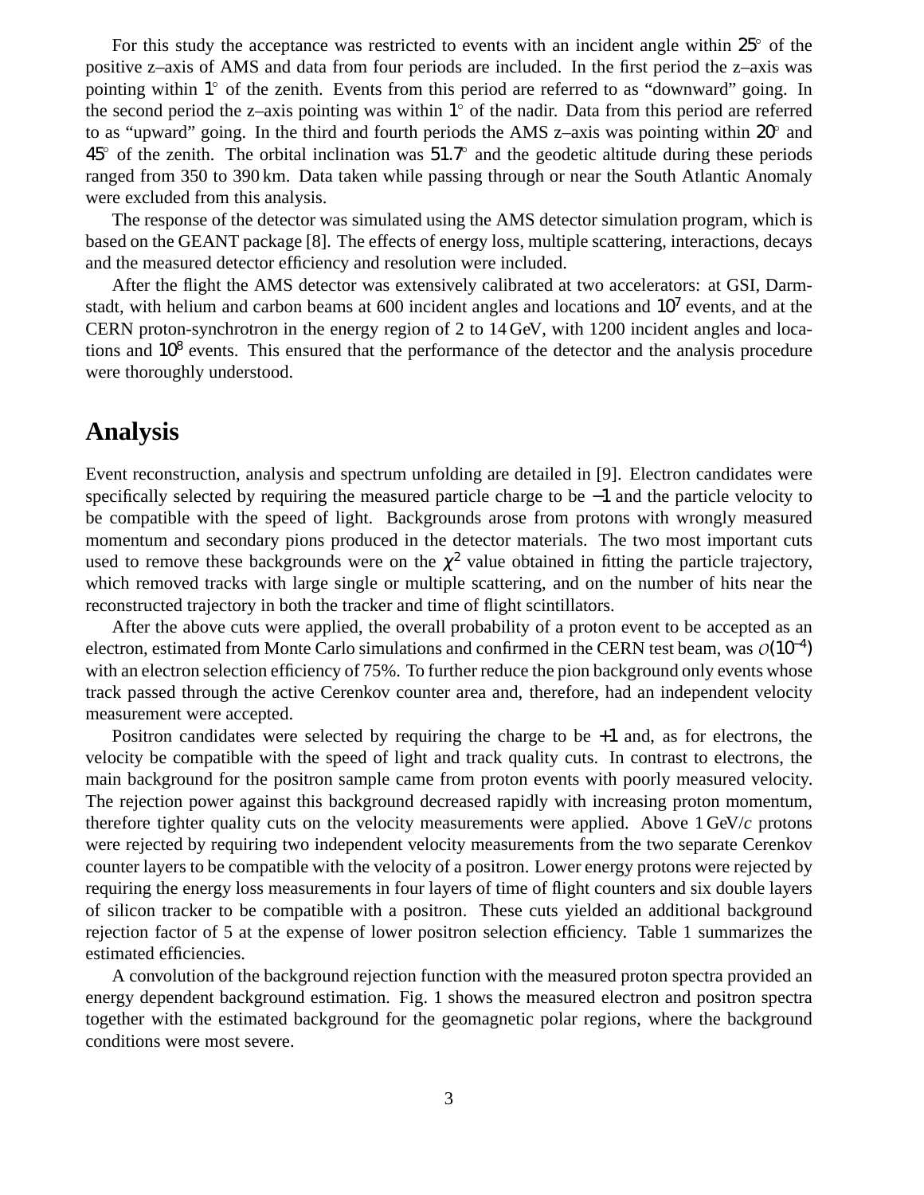For this study the acceptance was restricted to events with an incident angle within $25^\circ$ of the positive z–axis of AMS and data from four periods are included. In the first period the z–axis was pointing within $1^\circ$ of the zenith. Events from this period are referred to as "downward" going. In the second period the z–axis pointing was within $1^\circ$ of the nadir. Data from this period are referred to as "upward" going. In the third and fourth periods the AMS z–axis was pointing within $20^\circ$ and $45^\circ$ of the zenith. The orbital inclination was $51.7^\circ$ and the geodetic altitude during these periods ranged from 350 to 390 km. Data taken while passing through or near the South Atlantic Anomaly were excluded from this analysis.

The response of the detector was simulated using the AMS detector simulation program, which is based on the GEANT package [8]. The effects of energy loss, multiple scattering, interactions, decays and the measured detector efficiency and resolution were included.

After the flight the AMS detector was extensively calibrated at two accelerators: at GSI, Darmstadt, with helium and carbon beams at 600 incident angles and locations and $10^7$ events, and at the CERN proton-synchrotron in the energy region of 2 to 14 GeV, with 1200 incident angles and locations and $10^8$ events. This ensured that the performance of the detector and the analysis procedure were thoroughly understood.

## Analysis

Event reconstruction, analysis and spectrum unfolding are detailed in [9]. Electron candidates were specifically selected by requiring the measured particle charge to be $-1$ and the particle velocity to be compatible with the speed of light. Backgrounds arose from protons with wrongly measured momentum and secondary pions produced in the detector materials. The two most important cuts used to remove these backgrounds were on the $\chi^2$ value obtained in fitting the particle trajectory, which removed tracks with large single or multiple scattering, and on the number of hits near the reconstructed trajectory in both the tracker and time of flight scintillators.

After the above cuts were applied, the overall probability of a proton event to be accepted as an electron, estimated from Monte Carlo simulations and confirmed in the CERN test beam, was $\mathcal{O}(10^{-4})$ with an electron selection efficiency of 75%. To further reduce the pion background only events whose track passed through the active Cerenkov counter area and, therefore, had an independent velocity measurement were accepted.

Positron candidates were selected by requiring the charge to be $+1$ and, as for electrons, the velocity be compatible with the speed of light and track quality cuts. In contrast to electrons, the main background for the positron sample came from proton events with poorly measured velocity. The rejection power against this background decreased rapidly with increasing proton momentum, therefore tighter quality cuts on the velocity measurements were applied. Above 1 GeV/$c$ protons were rejected by requiring two independent velocity measurements from the two separate Cerenkov counter layers to be compatible with the velocity of a positron. Lower energy protons were rejected by requiring the energy loss measurements in four layers of time of flight counters and six double layers of silicon tracker to be compatible with a positron. These cuts yielded an additional background rejection factor of 5 at the expense of lower positron selection efficiency. Table 1 summarizes the estimated efficiencies.

A convolution of the background rejection function with the measured proton spectra provided an energy dependent background estimation. Fig. 1 shows the measured electron and positron spectra together with the estimated background for the geomagnetic polar regions, where the background conditions were most severe.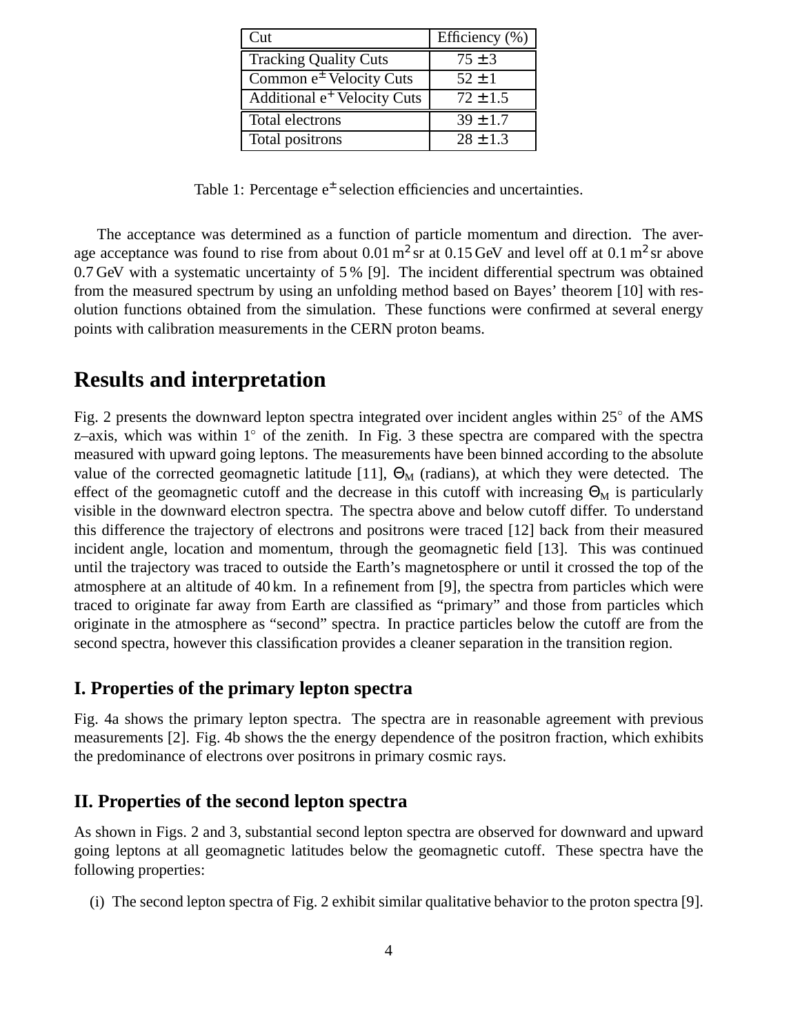| Cut | Efficiency (%) |
| --- | --- |
| Tracking Quality Cuts | $75 \pm 3$ |
| Common $e^{\pm}$ Velocity Cuts | $52 \pm 1$ |
| Additional $e^{+}$ Velocity Cuts | $72 \pm 1.5$ |
| Total electrons | $39 \pm 1.7$ |
| Total positrons | $28 \pm 1.3$ |

Table 1: Percentage $e^{\pm}$ selection efficiencies and uncertainties.

The acceptance was determined as a function of particle momentum and direction. The average acceptance was found to rise from about $0.01\,\mathrm{m^2}$ sr at 0.15 GeV and level off at $0.1\,\mathrm{m^2}$ sr above 0.7 GeV with a systematic uncertainty of 5 % [9]. The incident differential spectrum was obtained from the measured spectrum by using an unfolding method based on Bayes' theorem [10] with resolution functions obtained from the simulation. These functions were confirmed at several energy points with calibration measurements in the CERN proton beams.

# Results and interpretation

Fig. 2 presents the downward lepton spectra integrated over incident angles within $25^\circ$ of the AMS z–axis, which was within $1^\circ$ of the zenith. In Fig. 3 these spectra are compared with the spectra measured with upward going leptons. The measurements have been binned according to the absolute value of the corrected geomagnetic latitude [11], $\Theta_M$ (radians), at which they were detected. The effect of the geomagnetic cutoff and the decrease in this cutoff with increasing $\Theta_M$ is particularly visible in the downward electron spectra. The spectra above and below cutoff differ. To understand this difference the trajectory of electrons and positrons were traced [12] back from their measured incident angle, location and momentum, through the geomagnetic field [13]. This was continued until the trajectory was traced to outside the Earth's magnetosphere or until it crossed the top of the atmosphere at an altitude of 40 km. In a refinement from [9], the spectra from particles which were traced to originate far away from Earth are classified as "primary" and those from particles which originate in the atmosphere as "second" spectra. In practice particles below the cutoff are from the second spectra, however this classification provides a cleaner separation in the transition region.

## I. Properties of the primary lepton spectra

Fig. 4a shows the primary lepton spectra. The spectra are in reasonable agreement with previous measurements [2]. Fig. 4b shows the the energy dependence of the positron fraction, which exhibits the predominance of electrons over positrons in primary cosmic rays.

## II. Properties of the second lepton spectra

As shown in Figs. 2 and 3, substantial second lepton spectra are observed for downward and upward going leptons at all geomagnetic latitudes below the geomagnetic cutoff. These spectra have the following properties:

(i) The second lepton spectra of Fig. 2 exhibit similar qualitative behavior to the proton spectra [9].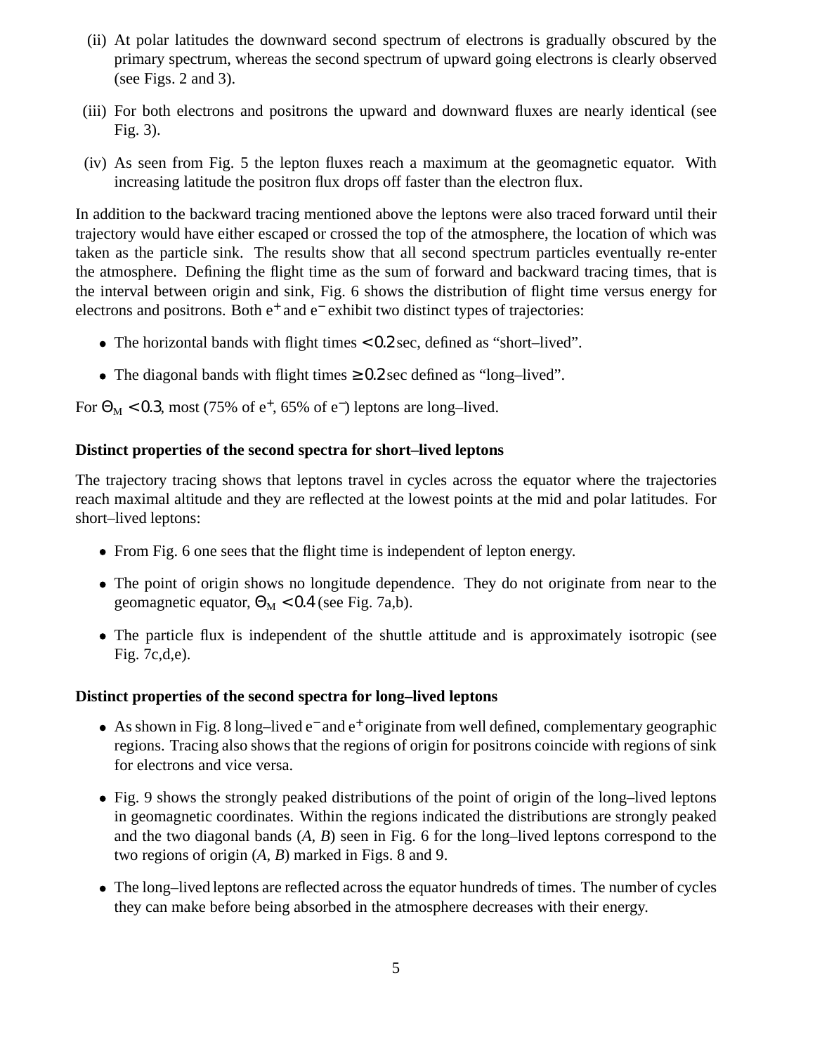(ii) At polar latitudes the downward second spectrum of electrons is gradually obscured by the primary spectrum, whereas the second spectrum of upward going electrons is clearly observed (see Figs. 2 and 3).

(iii) For both electrons and positrons the upward and downward fluxes are nearly identical (see Fig. 3).

(iv) As seen from Fig. 5 the lepton fluxes reach a maximum at the geomagnetic equator. With increasing latitude the positron flux drops off faster than the electron flux.

In addition to the backward tracing mentioned above the leptons were also traced forward until their trajectory would have either escaped or crossed the top of the atmosphere, the location of which was taken as the particle sink. The results show that all second spectrum particles eventually re-enter the atmosphere. Defining the flight time as the sum of forward and backward tracing times, that is the interval between origin and sink, Fig. 6 shows the distribution of flight time versus energy for electrons and positrons. Both $e^+$ and $e^-$ exhibit two distinct types of trajectories:

- The horizontal bands with flight times $< 0.2$ sec, defined as "short–lived".
- The diagonal bands with flight times $\geq 0.2$ sec defined as "long–lived".

For $\Theta_M < 0.3$, most (75% of $e^+$, 65% of $e^-$) leptons are long–lived.

**Distinct properties of the second spectra for short–lived leptons**

The trajectory tracing shows that leptons travel in cycles across the equator where the trajectories reach maximal altitude and they are reflected at the lowest points at the mid and polar latitudes. For short–lived leptons:

- From Fig. 6 one sees that the flight time is independent of lepton energy.
- The point of origin shows no longitude dependence. They do not originate from near to the geomagnetic equator, $\Theta_M < 0.4$ (see Fig. 7a,b).
- The particle flux is independent of the shuttle attitude and is approximately isotropic (see Fig. 7c,d,e).

**Distinct properties of the second spectra for long–lived leptons**

- As shown in Fig. 8 long–lived $e^-$ and $e^+$ originate from well defined, complementary geographic regions. Tracing also shows that the regions of origin for positrons coincide with regions of sink for electrons and vice versa.
- Fig. 9 shows the strongly peaked distributions of the point of origin of the long–lived leptons in geomagnetic coordinates. Within the regions indicated the distributions are strongly peaked and the two diagonal bands (*A*, *B*) seen in Fig. 6 for the long–lived leptons correspond to the two regions of origin (*A*, *B*) marked in Figs. 8 and 9.
- The long–lived leptons are reflected across the equator hundreds of times. The number of cycles they can make before being absorbed in the atmosphere decreases with their energy.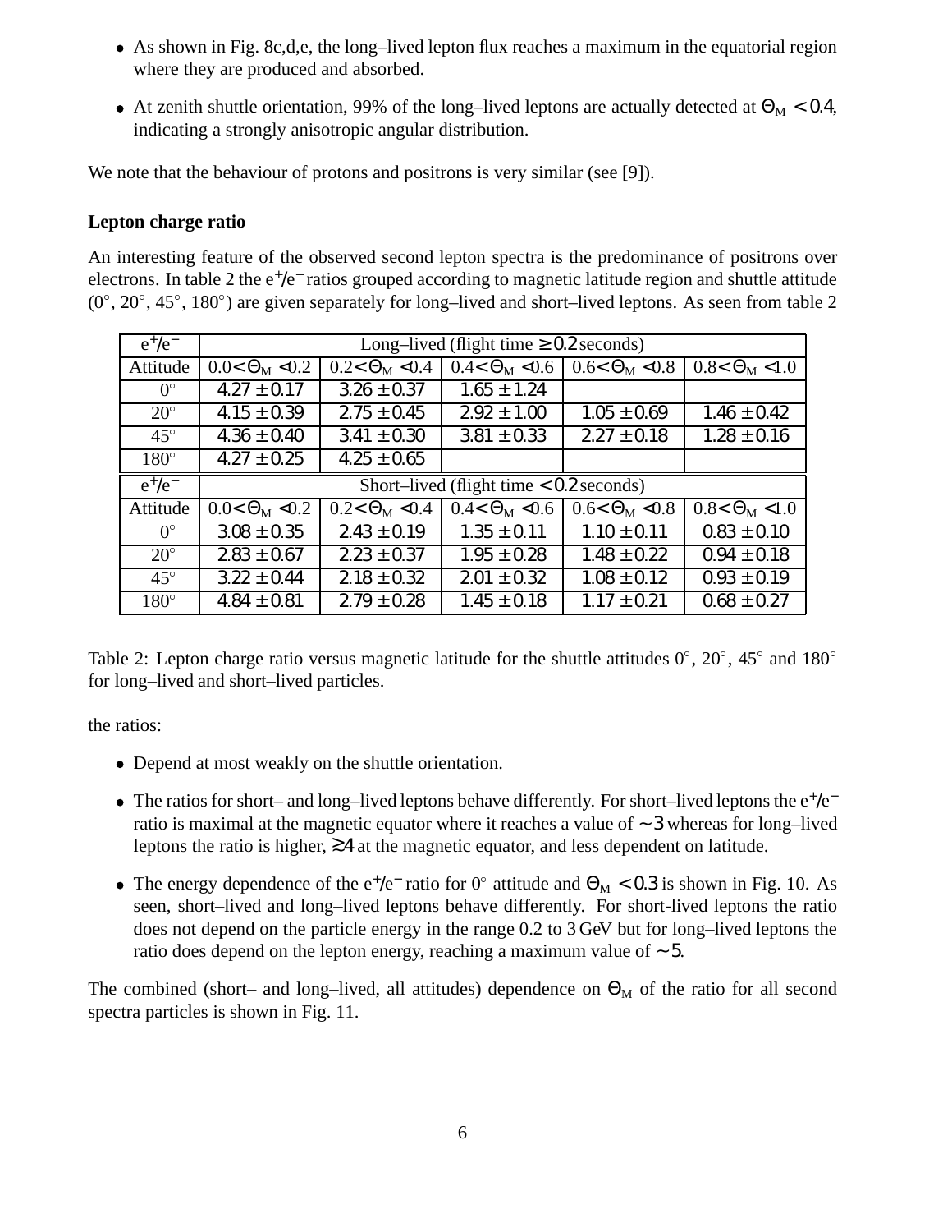- As shown in Fig. 8c,d,e, the long–lived lepton flux reaches a maximum in the equatorial region where they are produced and absorbed.
- At zenith shuttle orientation, 99% of the long–lived leptons are actually detected at $\Theta_M < 0.4$, indicating a strongly anisotropic angular distribution.

We note that the behaviour of protons and positrons is very similar (see [9]).

**Lepton charge ratio**

An interesting feature of the observed second lepton spectra is the predominance of positrons over electrons. In table 2 the $e^+/e^-$ ratios grouped according to magnetic latitude region and shuttle attitude (0°, 20°, 45°, 180°) are given separately for long–lived and short–lived leptons. As seen from table 2

| $e^+/e^-$ | Long–lived (flight time $\geq 0.2$ seconds) | | | | |
|---|---|---|---|---|---|
| Attitude | $0.0<\Theta_M<0.2$ | $0.2<\Theta_M<0.4$ | $0.4<\Theta_M<0.6$ | $0.6<\Theta_M<0.8$ | $0.8<\Theta_M<1.0$ |
| 0° | $4.27 \pm 0.17$ | $3.26 \pm 0.37$ | $1.65 \pm 1.24$ | | |
| 20° | $4.15 \pm 0.39$ | $2.75 \pm 0.45$ | $2.92 \pm 1.00$ | $1.05 \pm 0.69$ | $1.46 \pm 0.42$ |
| 45° | $4.36 \pm 0.40$ | $3.41 \pm 0.30$ | $3.81 \pm 0.33$ | $2.27 \pm 0.18$ | $1.28 \pm 0.16$ |
| 180° | $4.27 \pm 0.25$ | $4.25 \pm 0.65$ | | | |
| $e^+/e^-$ | Short–lived (flight time $< 0.2$ seconds) | | | | |
| Attitude | $0.0<\Theta_M<0.2$ | $0.2<\Theta_M<0.4$ | $0.4<\Theta_M<0.6$ | $0.6<\Theta_M<0.8$ | $0.8<\Theta_M<1.0$ |
| 0° | $3.08 \pm 0.35$ | $2.43 \pm 0.19$ | $1.35 \pm 0.11$ | $1.10 \pm 0.11$ | $0.83 \pm 0.10$ |
| 20° | $2.83 \pm 0.67$ | $2.23 \pm 0.37$ | $1.95 \pm 0.28$ | $1.48 \pm 0.22$ | $0.94 \pm 0.18$ |
| 45° | $3.22 \pm 0.44$ | $2.18 \pm 0.32$ | $2.01 \pm 0.32$ | $1.08 \pm 0.12$ | $0.93 \pm 0.19$ |
| 180° | $4.84 \pm 0.81$ | $2.79 \pm 0.28$ | $1.45 \pm 0.18$ | $1.17 \pm 0.21$ | $0.68 \pm 0.27$ |

Table 2: Lepton charge ratio versus magnetic latitude for the shuttle attitudes 0°, 20°, 45° and 180° for long–lived and short–lived particles.

the ratios:

- Depend at most weakly on the shuttle orientation.
- The ratios for short– and long–lived leptons behave differently. For short–lived leptons the $e^+/e^-$ ratio is maximal at the magnetic equator where it reaches a value of $\sim 3$ whereas for long–lived leptons the ratio is higher, $\gtrsim 4$ at the magnetic equator, and less dependent on latitude.
- The energy dependence of the $e^+/e^-$ ratio for 0° attitude and $\Theta_M < 0.3$ is shown in Fig. 10. As seen, short–lived and long–lived leptons behave differently. For short-lived leptons the ratio does not depend on the particle energy in the range 0.2 to 3 GeV but for long–lived leptons the ratio does depend on the lepton energy, reaching a maximum value of $\sim 5$.

The combined (short– and long–lived, all attitudes) dependence on $\Theta_M$ of the ratio for all second spectra particles is shown in Fig. 11.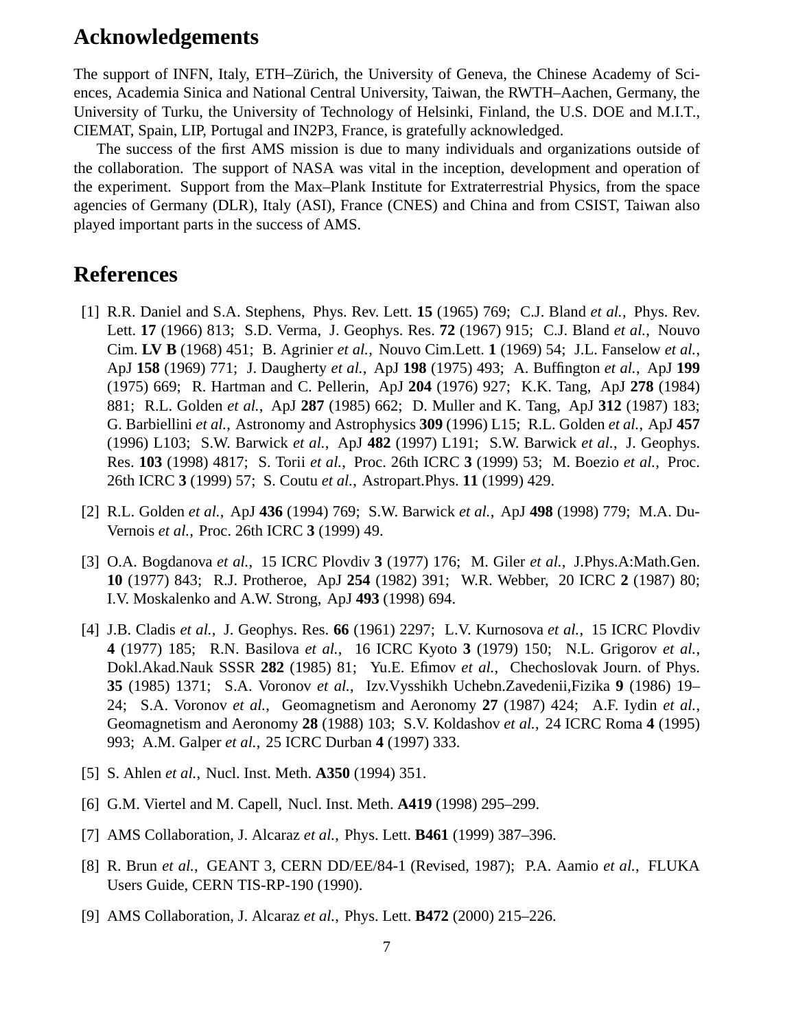## Acknowledgements

The support of INFN, Italy, ETH–Zürich, the University of Geneva, the Chinese Academy of Sciences, Academia Sinica and National Central University, Taiwan, the RWTH–Aachen, Germany, the University of Turku, the University of Technology of Helsinki, Finland, the U.S. DOE and M.I.T., CIEMAT, Spain, LIP, Portugal and IN2P3, France, is gratefully acknowledged.

The success of the first AMS mission is due to many individuals and organizations outside of the collaboration. The support of NASA was vital in the inception, development and operation of the experiment. Support from the Max–Plank Institute for Extraterrestrial Physics, from the space agencies of Germany (DLR), Italy (ASI), France (CNES) and China and from CSIST, Taiwan also played important parts in the success of AMS.

## References

[1] R.R. Daniel and S.A. Stephens, Phys. Rev. Lett. **15** (1965) 769; C.J. Bland *et al.*, Phys. Rev. Lett. **17** (1966) 813; S.D. Verma, J. Geophys. Res. **72** (1967) 915; C.J. Bland *et al.*, Nouvo Cim. **LV B** (1968) 451; B. Agrinier *et al.*, Nouvo Cim.Lett. **1** (1969) 54; J.L. Fanselow *et al.*, ApJ **158** (1969) 771; J. Daugherty *et al.*, ApJ **198** (1975) 493; A. Buffington *et al.*, ApJ **199** (1975) 669; R. Hartman and C. Pellerin, ApJ **204** (1976) 927; K.K. Tang, ApJ **278** (1984) 881; R.L. Golden *et al.*, ApJ **287** (1985) 662; D. Muller and K. Tang, ApJ **312** (1987) 183; G. Barbiellini *et al.*, Astronomy and Astrophysics **309** (1996) L15; R.L. Golden *et al.*, ApJ **457** (1996) L103; S.W. Barwick *et al.*, ApJ **482** (1997) L191; S.W. Barwick *et al.*, J. Geophys. Res. **103** (1998) 4817; S. Torii *et al.*, Proc. 26th ICRC **3** (1999) 53; M. Boezio *et al.*, Proc. 26th ICRC **3** (1999) 57; S. Coutu *et al.*, Astropart.Phys. **11** (1999) 429.

[2] R.L. Golden *et al.*, ApJ **436** (1994) 769; S.W. Barwick *et al.*, ApJ **498** (1998) 779; M.A. DuVernois *et al.*, Proc. 26th ICRC **3** (1999) 49.

[3] O.A. Bogdanova *et al.*, 15 ICRC Plovdiv **3** (1977) 176; M. Giler *et al.*, J.Phys.A:Math.Gen. **10** (1977) 843; R.J. Protheroe, ApJ **254** (1982) 391; W.R. Webber, 20 ICRC **2** (1987) 80; I.V. Moskalenko and A.W. Strong, ApJ **493** (1998) 694.

[4] J.B. Cladis *et al.*, J. Geophys. Res. **66** (1961) 2297; L.V. Kurnosova *et al.*, 15 ICRC Plovdiv **4** (1977) 185; R.N. Basilova *et al.*, 16 ICRC Kyoto **3** (1979) 150; N.L. Grigorov *et al.*, Dokl.Akad.Nauk SSSR **282** (1985) 81; Yu.E. Efimov *et al.*, Chechoslovak Journ. of Phys. **35** (1985) 1371; S.A. Voronov *et al.*, Izv.Vysshikh Uchebn.Zavedenii,Fizika **9** (1986) 19–24; S.A. Voronov *et al.*, Geomagnetism and Aeronomy **27** (1987) 424; A.F. Iydin *et al.*, Geomagnetism and Aeronomy **28** (1988) 103; S.V. Koldashov *et al.*, 24 ICRC Roma **4** (1995) 993; A.M. Galper *et al.*, 25 ICRC Durban **4** (1997) 333.

[5] S. Ahlen *et al.*, Nucl. Inst. Meth. **A350** (1994) 351.

[6] G.M. Viertel and M. Capell, Nucl. Inst. Meth. **A419** (1998) 295–299.

[7] AMS Collaboration, J. Alcaraz *et al.*, Phys. Lett. **B461** (1999) 387–396.

[8] R. Brun *et al.*, GEANT 3, CERN DD/EE/84-1 (Revised, 1987); P.A. Aamio *et al.*, FLUKA Users Guide, CERN TIS-RP-190 (1990).

[9] AMS Collaboration, J. Alcaraz *et al.*, Phys. Lett. **B472** (2000) 215–226.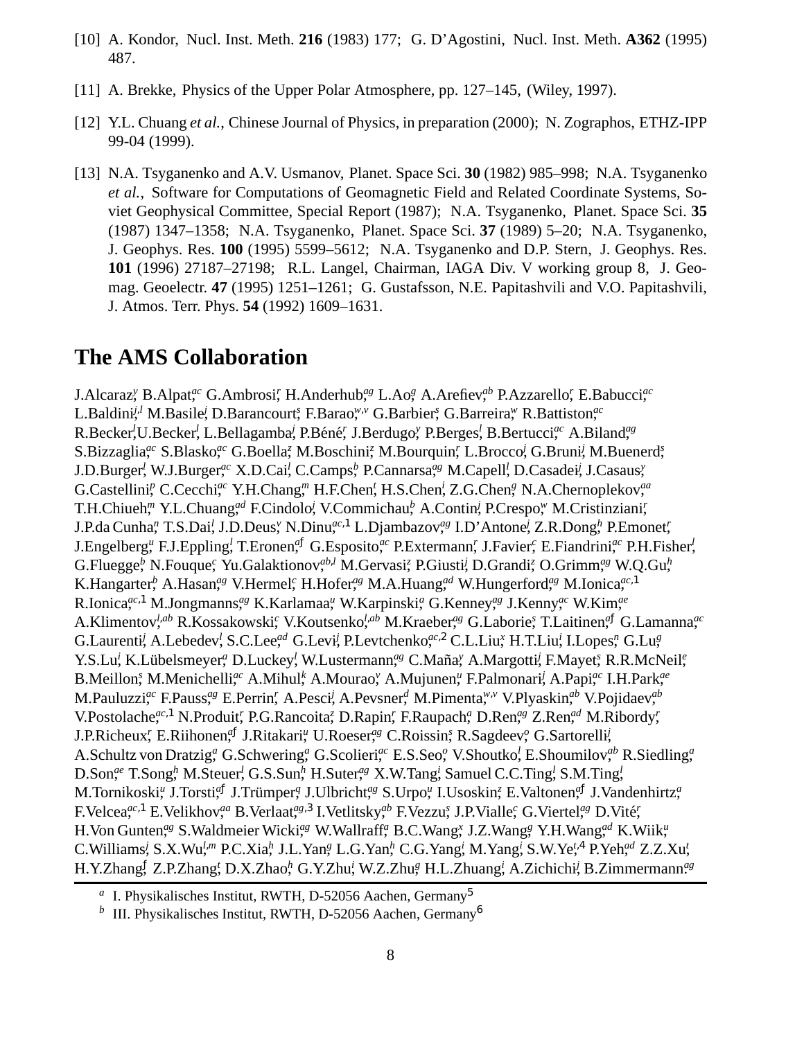[10] A. Kondor, Nucl. Inst. Meth. **216** (1983) 177; G. D'Agostini, Nucl. Inst. Meth. **A362** (1995) 487.

[11] A. Brekke, Physics of the Upper Polar Atmosphere, pp. 127–145, (Wiley, 1997).

[12] Y.L. Chuang *et al.*, Chinese Journal of Physics, in preparation (2000); N. Zographos, ETHZ-IPP 99-04 (1999).

[13] N.A. Tsyganenko and A.V. Usmanov, Planet. Space Sci. **30** (1982) 985–998; N.A. Tsyganenko *et al.*, Software for Computations of Geomagnetic Field and Related Coordinate Systems, Soviet Geophysical Committee, Special Report (1987); N.A. Tsyganenko, Planet. Space Sci. **35** (1987) 1347–1358; N.A. Tsyganenko, Planet. Space Sci. **37** (1989) 5–20; N.A. Tsyganenko, J. Geophys. Res. **100** (1995) 5599–5612; N.A. Tsyganenko and D.P. Stern, J. Geophys. Res. **101** (1996) 27187–27198; R.L. Langel, Chairman, IAGA Div. V working group 8, J. Geomag. Geoelectr. **47** (1995) 1251–1261; G. Gustafsson, N.E. Papitashvili and V.O. Papitashvili, J. Atmos. Terr. Phys. **54** (1992) 1609–1631.

# The AMS Collaboration

J.Alcaraz,[y] B.Alpat,[ac] G.Ambrosi,[r] H.Anderhub,[ag] L.Ao,[g] A.Arefiev,[ab] P.Azzarello,[r] E.Babucci,[ac] L.Baldini,[j,l] M.Basile,[j] D.Barancourt,[s] F.Barao,[w,v] G.Barbier,[s] G.Barreira,[w] R.Battiston,[ac] R.Becker,[l] U.Becker,[l] L.Bellagamba,[j] P.Béné,[r] J.Berdugo,[y] P.Berges,[l] B.Bertucci,[ac] A.Biland,[ag] S.Bizzaglia,[ac] S.Blasko,[ac] G.Boella,[z] M.Boschini,[z] M.Bourquin,[r] L.Brocco,[j] G.Bruni,[j] M.Buenerd,[s] J.D.Burger,[l] W.J.Burger,[ac] X.D.Cai,[l] C.Camps,[b] P.Cannarsa,[ag] M.Capell,[l] D.Casadei,[j] J.Casaus,[y] G.Castellini,[p] C.Cecchi,[ac] Y.H.Chang,[m] H.F.Chen,[t] H.S.Chen,[i] Z.G.Chen,[g] N.A.Chernoplekov,[aa] T.H.Chiueh,[m] Y.L.Chuang,[ad] F.Cindolo,[j] V.Commichau,[b] A.Contin,[j] P.Crespo,[w] M.Cristinziani,[r] J.P.da Cunha,[n] T.S.Dai,[l] J.D.Deus,[v] N.Dinu,[ac,1] L.Djambazov,[ag] I.D'Antone,[j] Z.R.Dong,[h] P.Emonet,[r] J.Engelberg,[u] F.J.Eppling,[l] T.Eronen,[af] G.Esposito,[ac] P.Extermann,[r] J.Favier,[c] E.Fiandrini,[ac] P.H.Fisher,[l] G.Fluegge,[b] N.Fouque,[c] Yu.Galaktionov,[ab,l] M.Gervasi,[z] P.Giusti,[j] D.Grandi,[z] O.Grimm,[ag] W.Q.Gu,[h] K.Hangarter,[b] A.Hasan,[ag] V.Hermel,[c] H.Hofer,[ag] M.A.Huang,[ad] W.Hungerford,[ag] M.Ionica,[ac,1] R.Ionica,[ac,1] M.Jongmanns,[ag] K.Karlamaa,[u] W.Karpinski,[a] G.Kenney,[ag] J.Kenny,[ac] W.Kim,[ae] A.Klimentov,[l,ab] R.Kossakowski,[c] V.Koutsenko,[l,ab] M.Kraeber,[ag] G.Laborie,[s] T.Laitinen,[af] G.Lamanna,[ac] G.Laurenti,[j] A.Lebedev,[l] S.C.Lee,[ad] G.Levi,[j] P.Levtchenko,[ac,2] C.L.Liu,[x] H.T.Liu,[i] I.Lopes,[n] G.Lu,[g] Y.S.Lu,[i] K.Lübelsmeyer,[a] D.Luckey,[l] W.Lustermann,[ag] C.Maña,[y] A.Margotti,[j] F.Mayet,[s] R.R.McNeil,[e] B.Meillon,[s] M.Menichelli,[ac] A.Mihul,[k] A.Mourao,[v] A.Mujunen,[u] F.Palmonari,[j] A.Papi,[ac] I.H.Park,[ae] M.Pauluzzi,[ac] F.Pauss,[ag] E.Perrin,[r] A.Pesci,[j] A.Pevsner,[d] M.Pimenta,[w,v] V.Plyaskin,[ab] V.Pojidaev,[ab] V.Postolache,[ac,1] N.Produit,[r] P.G.Rancoita,[z] D.Rapin,[r] F.Raupach,[a] D.Ren,[ag] Z.Ren,[ad] M.Ribordy,[r] J.P.Richeux,[r] E.Riihonen,[af] J.Ritakari,[u] U.Roeser,[ag] C.Roissin,[s] R.Sagdeev,[o] G.Sartorelli,[j] A.Schultz von Dratzig,[a] G.Schwering,[a] G.Scolieri,[ac] E.S.Seo,[o] V.Shoutko,[l] E.Shoumilov,[ab] R.Siedling,[a] D.Son,[ae] T.Song,[h] M.Steuer,[l] G.S.Sun,[h] H.Suter,[ag] X.W.Tang,[i] Samuel C.C.Ting,[l] S.M.Ting,[l] M.Tornikoski,[u] J.Torsti,[af] J.Trümper,[q] J.Ulbricht,[ag] S.Urpo,[u] I.Usoskin,[z] E.Valtonen,[af] J.Vandenhirtz,[a] F.Velcea,[ac,1] E.Velikhov,[aa] B.Verlaat,[ag,3] I.Vetlitsky,[ab] F.Vezzu,[s] J.P.Vialle,[c] G.Viertel,[ag] D.Vité,[r] H.Von Gunten,[ag] S.Waldmeier Wicki,[ag] W.Wallraff,[a] B.C.Wang,[x] J.Z.Wang,[g] Y.H.Wang,[ad] K.Wiik,[u] C.Williams,[j] S.X.Wu,[l,m] P.C.Xia,[h] J.L.Yan,[g] L.G.Yan,[h] C.G.Yang,[i] M.Yang,[i] S.W.Ye,[t,4] P.Yeh,[ad] Z.Z.Xu,[t] H.Y.Zhang,[f] Z.P.Zhang,[t] D.X.Zhao,[h] G.Y.Zhu,[i] W.Z.Zhu,[g] H.L.Zhuang,[i] A.Zichichi,[j] B.Zimmermann.[ag]

---

[a] I. Physikalisches Institut, RWTH, D-52056 Aachen, Germany[5]

[b] III. Physikalisches Institut, RWTH, D-52056 Aachen, Germany[6]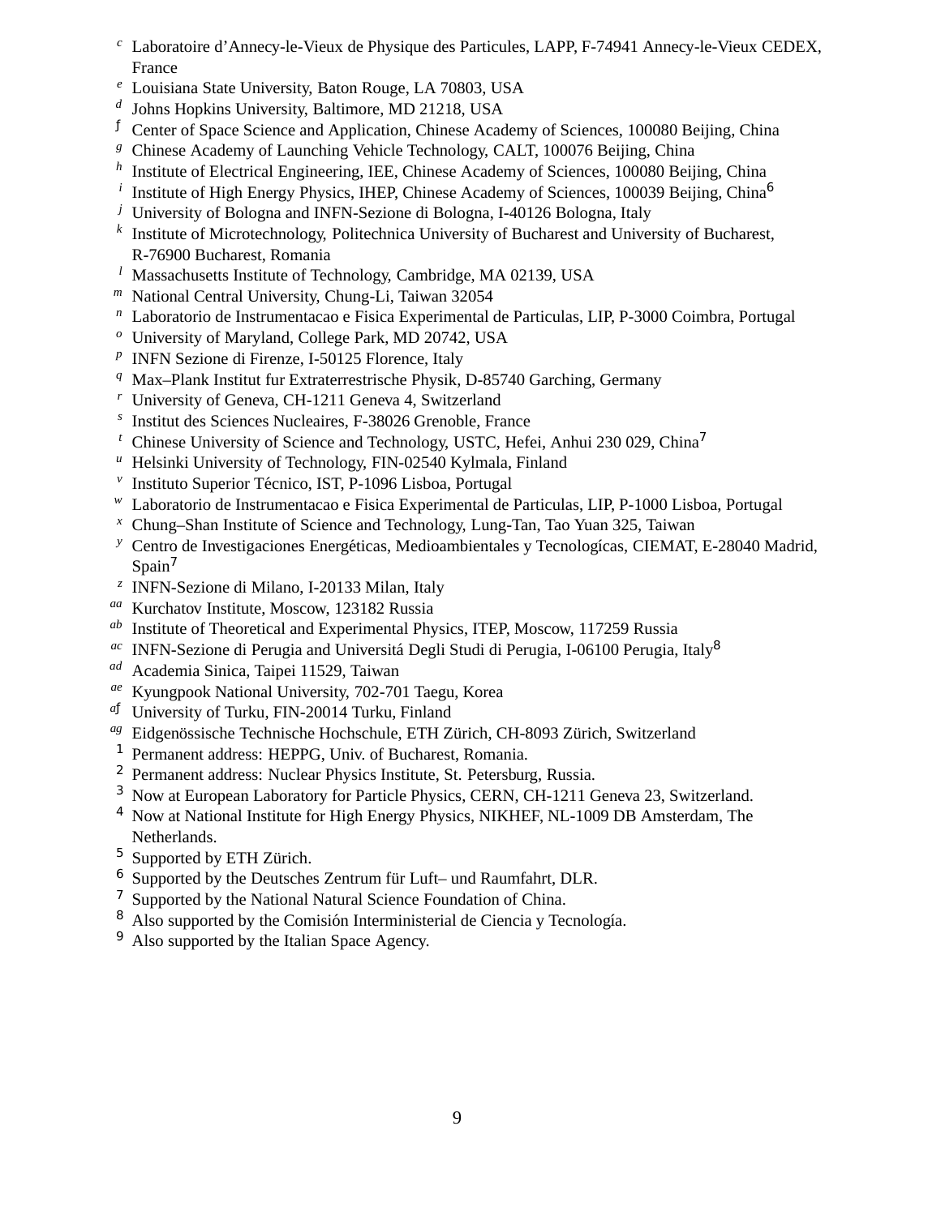[c] Laboratoire d'Annecy-le-Vieux de Physique des Particules, LAPP, F-74941 Annecy-le-Vieux CEDEX, France
[e] Louisiana State University, Baton Rouge, LA 70803, USA
[d] Johns Hopkins University, Baltimore, MD 21218, USA
[f] Center of Space Science and Application, Chinese Academy of Sciences, 100080 Beijing, China
[g] Chinese Academy of Launching Vehicle Technology, CALT, 100076 Beijing, China
[h] Institute of Electrical Engineering, IEE, Chinese Academy of Sciences, 100080 Beijing, China
[i] Institute of High Energy Physics, IHEP, Chinese Academy of Sciences, 100039 Beijing, China[6]
[j] University of Bologna and INFN-Sezione di Bologna, I-40126 Bologna, Italy
[k] Institute of Microtechnology, Politechnica University of Bucharest and University of Bucharest, R-76900 Bucharest, Romania
[l] Massachusetts Institute of Technology, Cambridge, MA 02139, USA
[m] National Central University, Chung-Li, Taiwan 32054
[n] Laboratorio de Instrumentacao e Fisica Experimental de Particulas, LIP, P-3000 Coimbra, Portugal
[o] University of Maryland, College Park, MD 20742, USA
[p] INFN Sezione di Firenze, I-50125 Florence, Italy
[q] Max–Plank Institut fur Extraterrestrische Physik, D-85740 Garching, Germany
[r] University of Geneva, CH-1211 Geneva 4, Switzerland
[s] Institut des Sciences Nucleaires, F-38026 Grenoble, France
[t] Chinese University of Science and Technology, USTC, Hefei, Anhui 230 029, China[7]
[u] Helsinki University of Technology, FIN-02540 Kylmala, Finland
[v] Instituto Superior Técnico, IST, P-1096 Lisboa, Portugal
[w] Laboratorio de Instrumentacao e Fisica Experimental de Particulas, LIP, P-1000 Lisboa, Portugal
[x] Chung–Shan Institute of Science and Technology, Lung-Tan, Tao Yuan 325, Taiwan
[y] Centro de Investigaciones Energéticas, Medioambientales y Tecnologícas, CIEMAT, E-28040 Madrid, Spain[7]
[z] INFN-Sezione di Milano, I-20133 Milan, Italy
[aa] Kurchatov Institute, Moscow, 123182 Russia
[ab] Institute of Theoretical and Experimental Physics, ITEP, Moscow, 117259 Russia
[ac] INFN-Sezione di Perugia and Universitá Degli Studi di Perugia, I-06100 Perugia, Italy[8]
[ad] Academia Sinica, Taipei 11529, Taiwan
[ae] Kyungpook National University, 702-701 Taegu, Korea
[af] University of Turku, FIN-20014 Turku, Finland
[ag] Eidgenössische Technische Hochschule, ETH Zürich, CH-8093 Zürich, Switzerland
[1] Permanent address: HEPPG, Univ. of Bucharest, Romania.
[2] Permanent address: Nuclear Physics Institute, St. Petersburg, Russia.
[3] Now at European Laboratory for Particle Physics, CERN, CH-1211 Geneva 23, Switzerland.
[4] Now at National Institute for High Energy Physics, NIKHEF, NL-1009 DB Amsterdam, The Netherlands.
[5] Supported by ETH Zürich.
[6] Supported by the Deutsches Zentrum für Luft– und Raumfahrt, DLR.
[7] Supported by the National Natural Science Foundation of China.
[8] Also supported by the Comisión Interministerial de Ciencia y Tecnología.
[9] Also supported by the Italian Space Agency.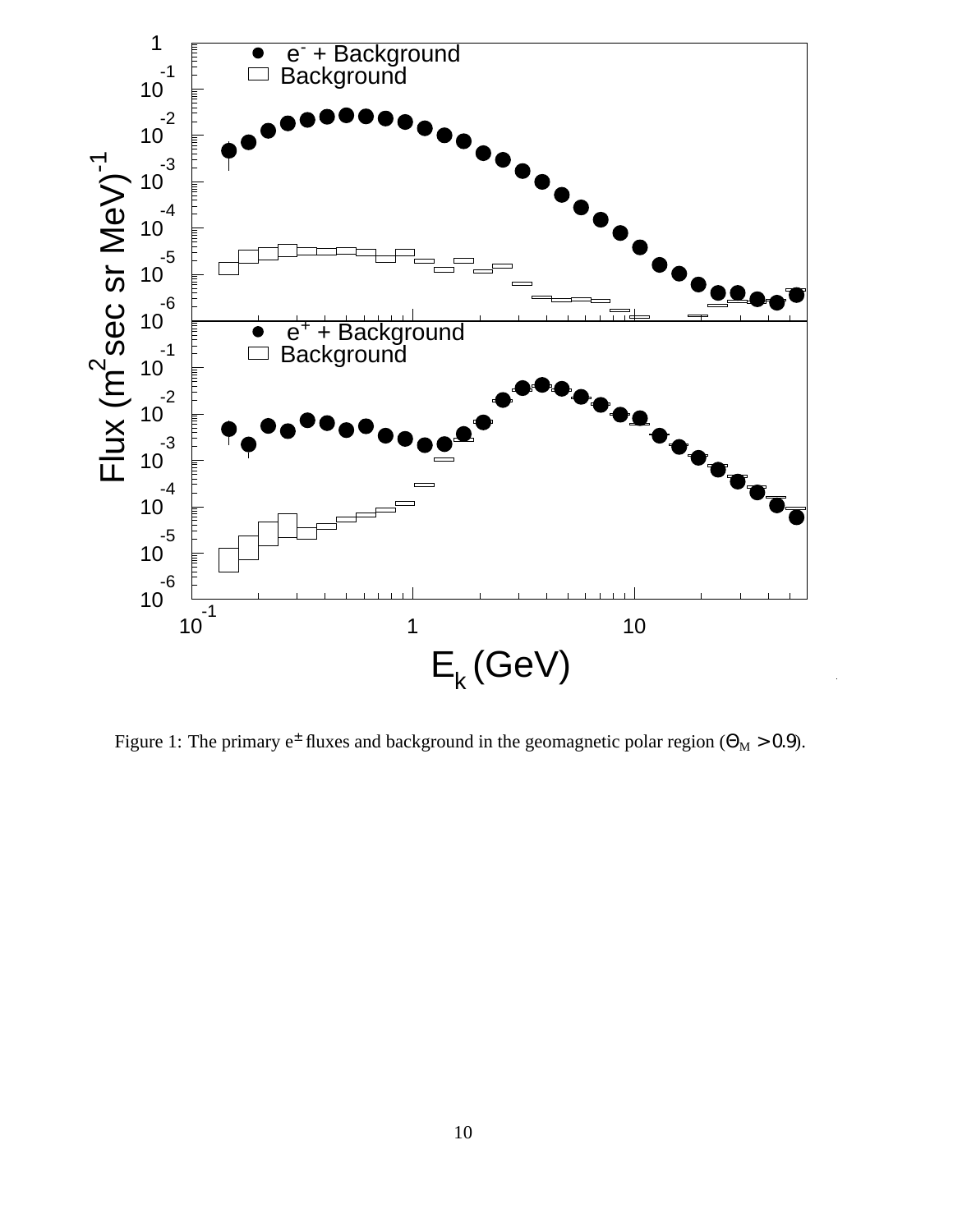Figure 1: The primary $e^{\pm}$ fluxes and background in the geomagnetic polar region ($\Theta_M > 0.9$).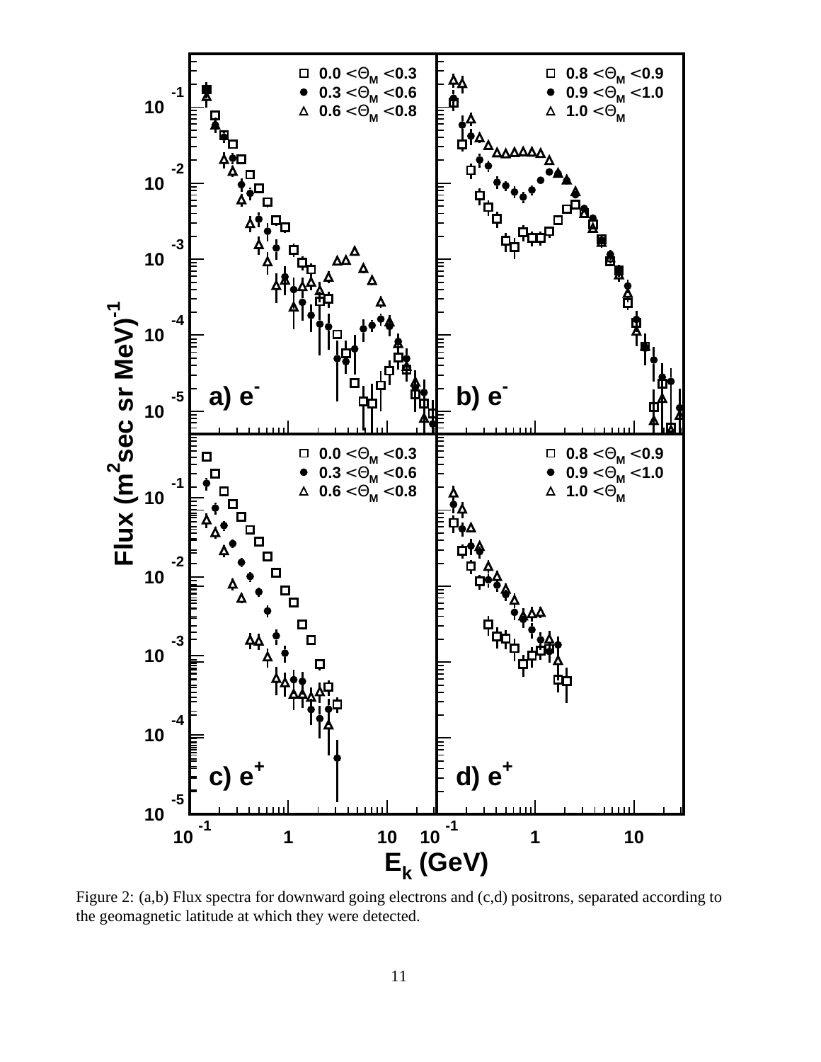Figure 2: (a,b) Flux spectra for downward going electrons and (c,d) positrons, separated according to the geomagnetic latitude at which they were detected.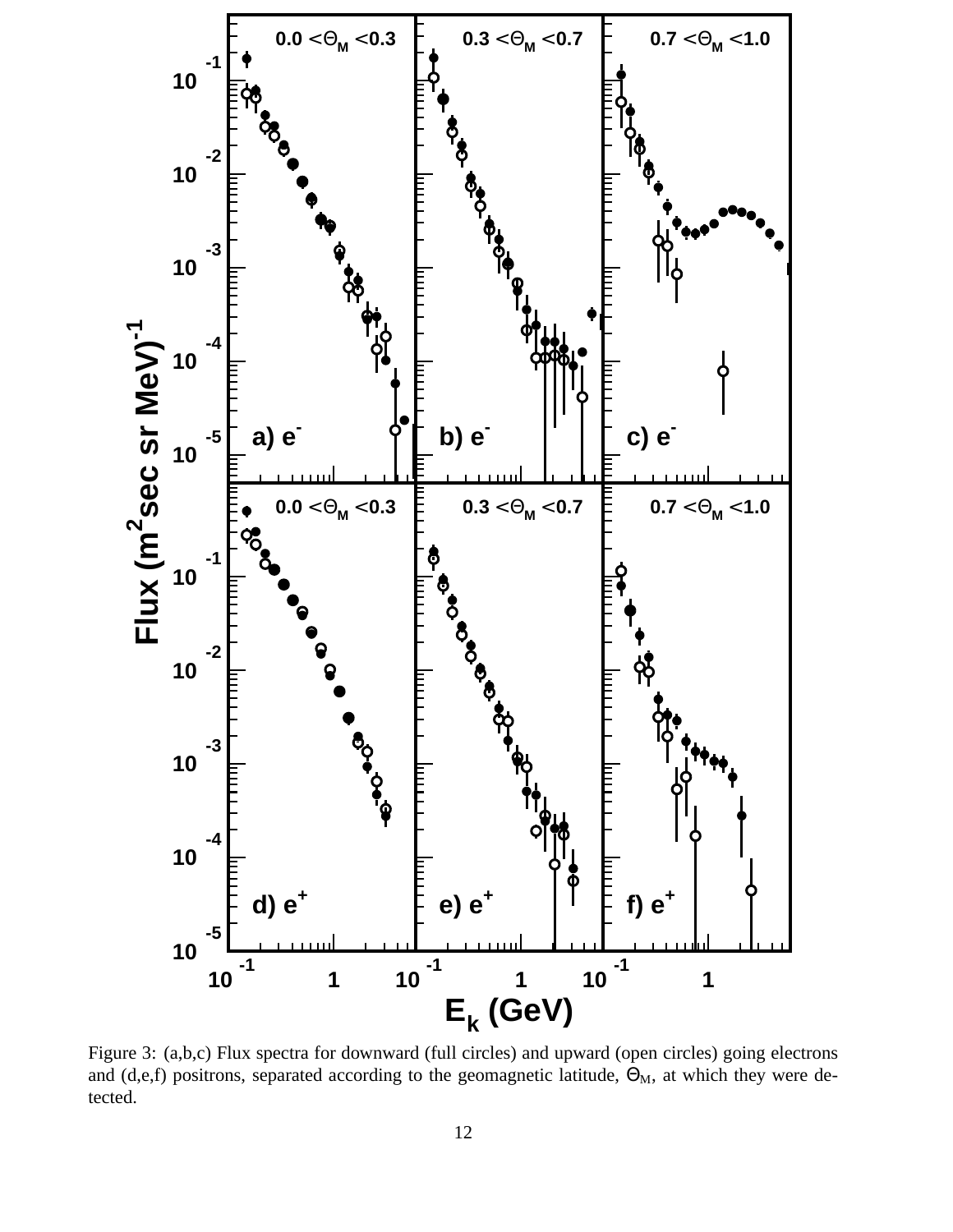Figure 3: (a,b,c) Flux spectra for downward (full circles) and upward (open circles) going electrons and (d,e,f) positrons, separated according to the geomagnetic latitude, $\Theta_M$, at which they were detected.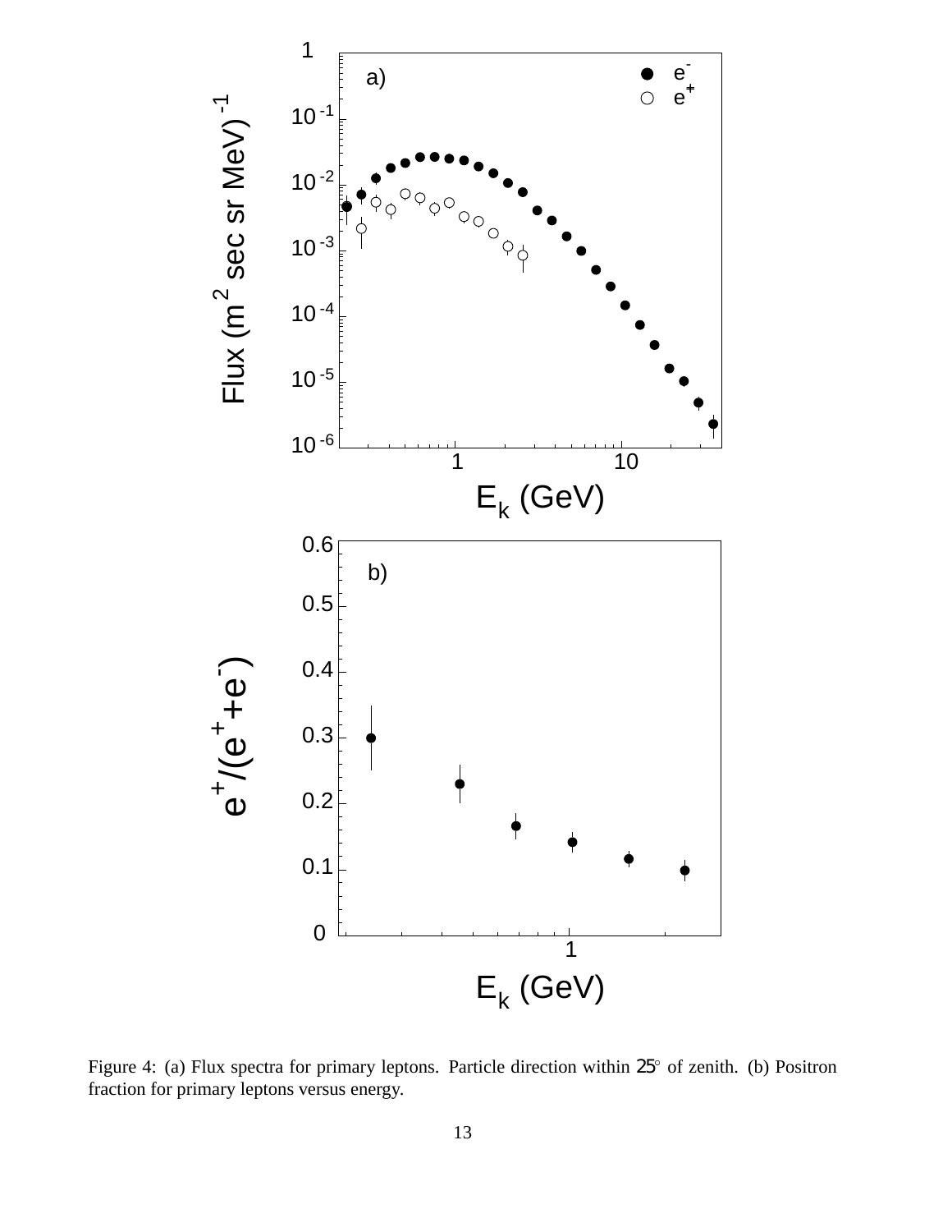Figure 4: (a) Flux spectra for primary leptons. Particle direction within $25^\circ$ of zenith. (b) Positron fraction for primary leptons versus energy.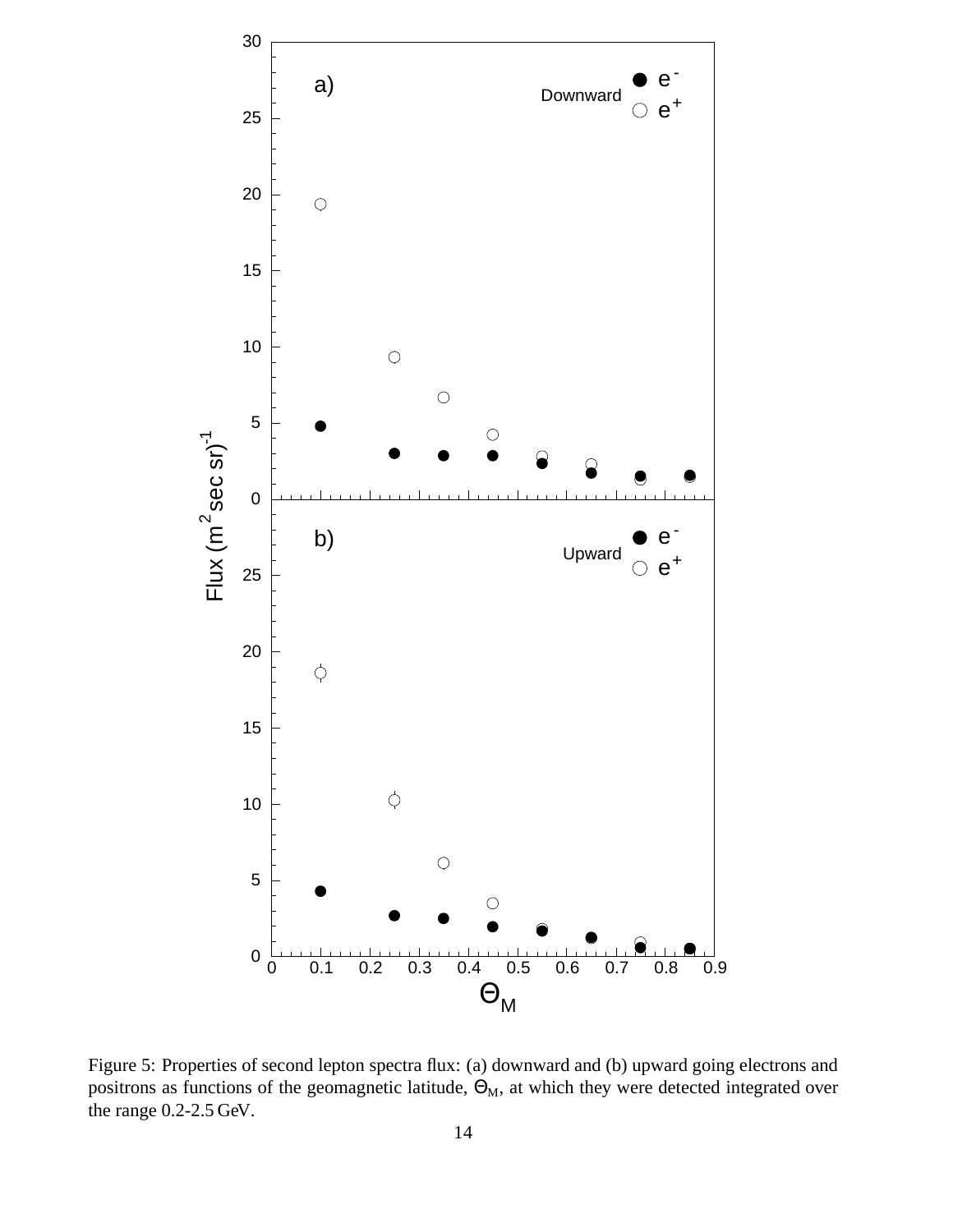Figure 5: Properties of second lepton spectra flux: (a) downward and (b) upward going electrons and positrons as functions of the geomagnetic latitude, $\Theta_M$, at which they were detected integrated over the range 0.2-2.5 GeV.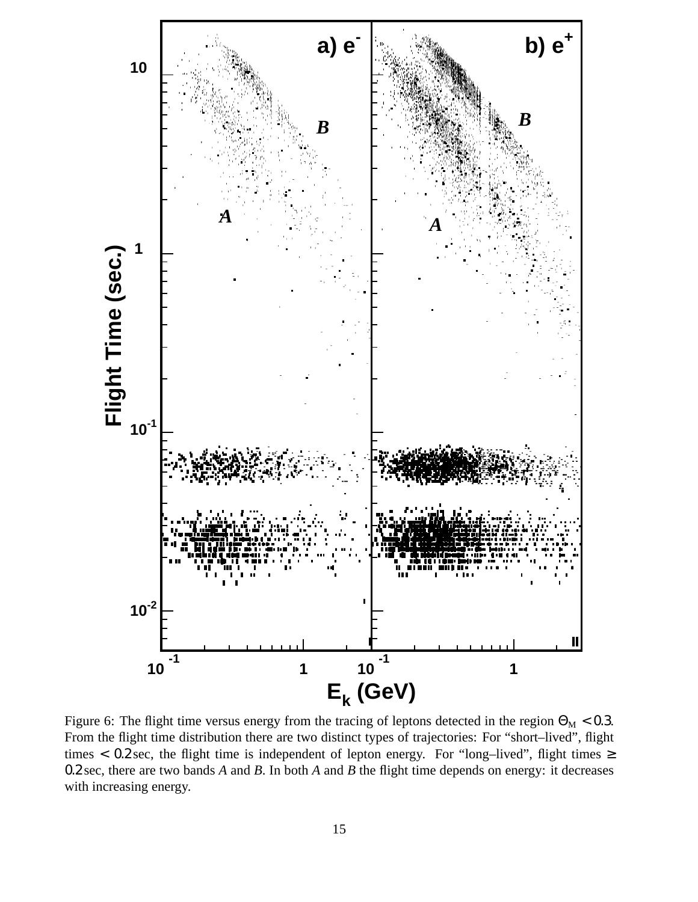Figure 6: The flight time versus energy from the tracing of leptons detected in the region $\Theta_M < 0.3$. From the flight time distribution there are two distinct types of trajectories: For "short–lived", flight times $< 0.2$ sec, the flight time is independent of lepton energy. For "long–lived", flight times $\geq 0.2$ sec, there are two bands *A* and *B*. In both *A* and *B* the flight time depends on energy: it decreases with increasing energy.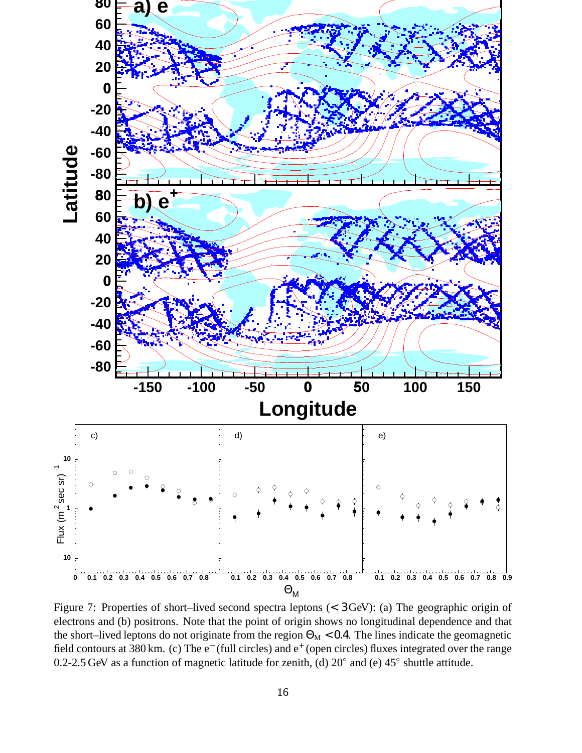Figure 7: Properties of short–lived second spectra leptons ($< 3$GeV): (a) The geographic origin of electrons and (b) positrons. Note that the point of origin shows no longitudinal dependence and that the short–lived leptons do not originate from the region $\Theta_M < 0.4$. The lines indicate the geomagnetic field contours at 380 km. (c) The $e^-$ (full circles) and $e^+$ (open circles) fluxes integrated over the range 0.2-2.5 GeV as a function of magnetic latitude for zenith, (d) 20° and (e) 45° shuttle attitude.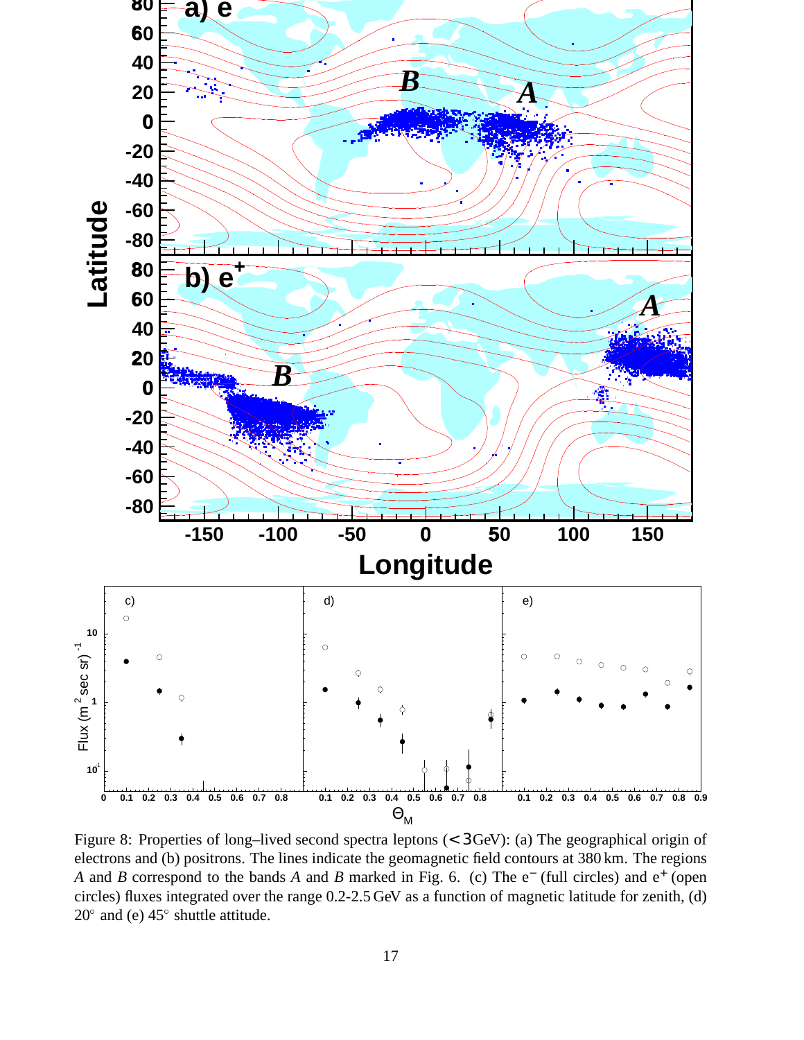Figure 8: Properties of long–lived second spectra leptons ($<3$GeV): (a) The geographical origin of electrons and (b) positrons. The lines indicate the geomagnetic field contours at 380 km. The regions *A* and *B* correspond to the bands *A* and *B* marked in Fig. 6. (c) The $e^-$ (full circles) and $e^+$ (open circles) fluxes integrated over the range 0.2-2.5 GeV as a function of magnetic latitude for zenith, (d) 20° and (e) 45° shuttle attitude.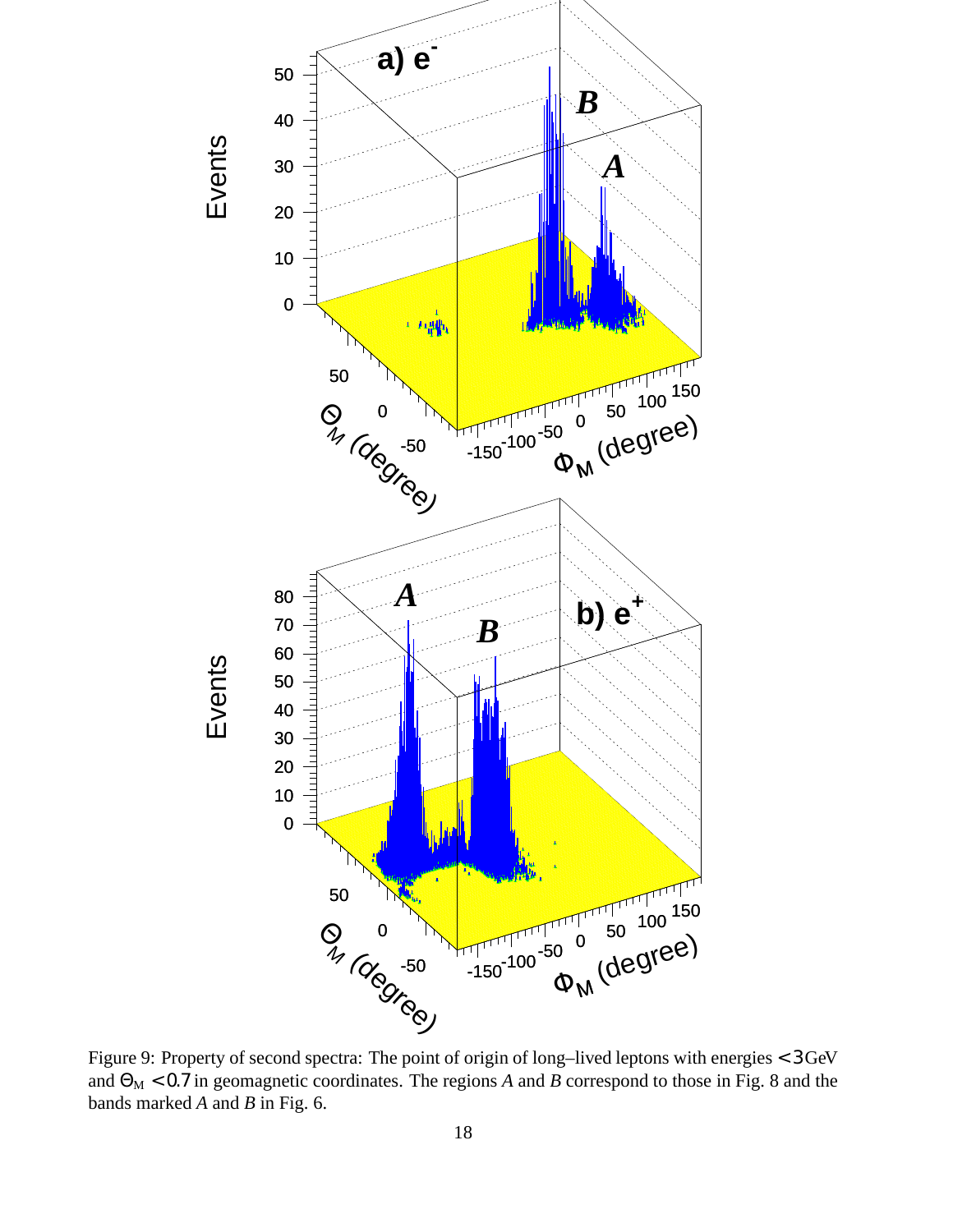Figure 9: Property of second spectra: The point of origin of long–lived leptons with energies $< 3$ GeV and $\Theta_M < 0.7$ in geomagnetic coordinates. The regions *A* and *B* correspond to those in Fig. 8 and the bands marked *A* and *B* in Fig. 6.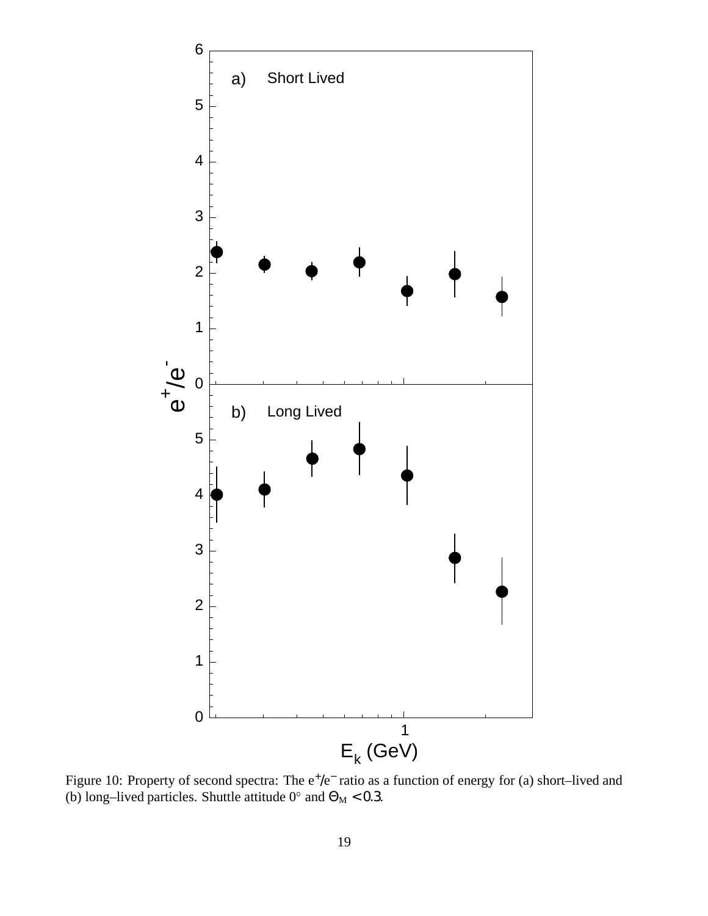Figure 10: Property of second spectra: The $e^+/e^-$ ratio as a function of energy for (a) short–lived and (b) long–lived particles. Shuttle attitude $0°$ and $\Theta_M < 0.3$.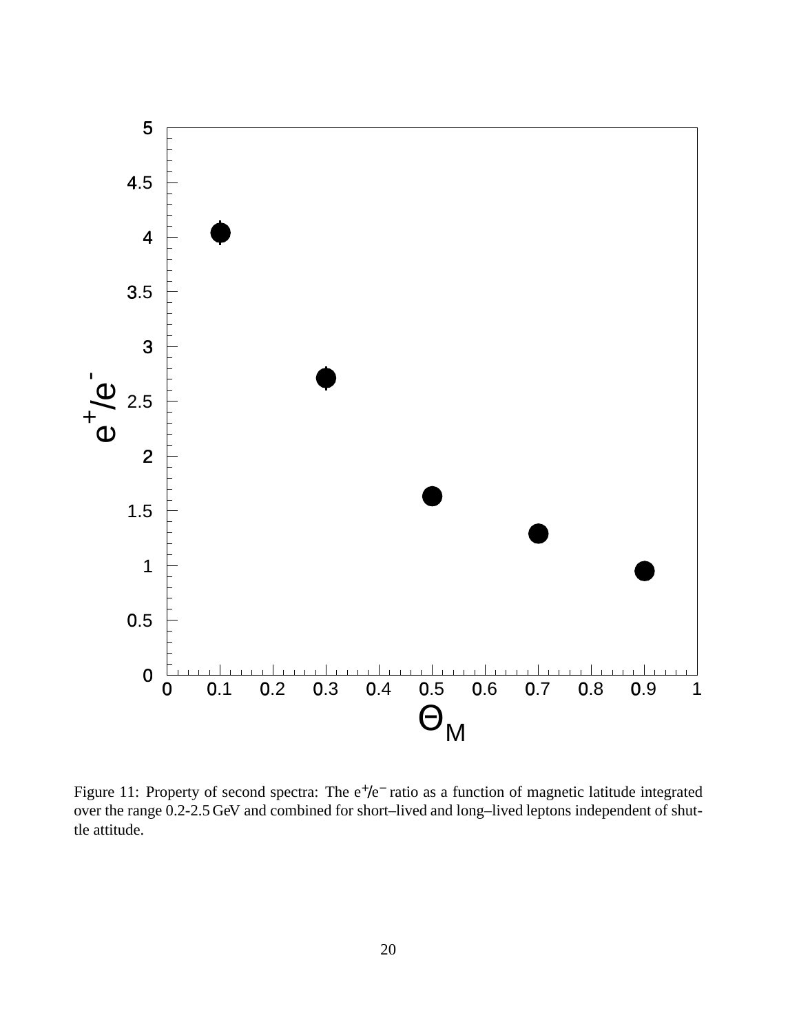$e^+/e^-$

5

4.5

4

3.5

3

2.5

2

1.5

1

0.5

0

0 0.1 0.2 0.3 0.4 0.5 0.6 0.7 0.8 0.9 1

$\Theta_M$

Figure 11: Property of second spectra: The $e^+/e^-$ ratio as a function of magnetic latitude integrated over the range 0.2-2.5 GeV and combined for short–lived and long–lived leptons independent of shuttle attitude.